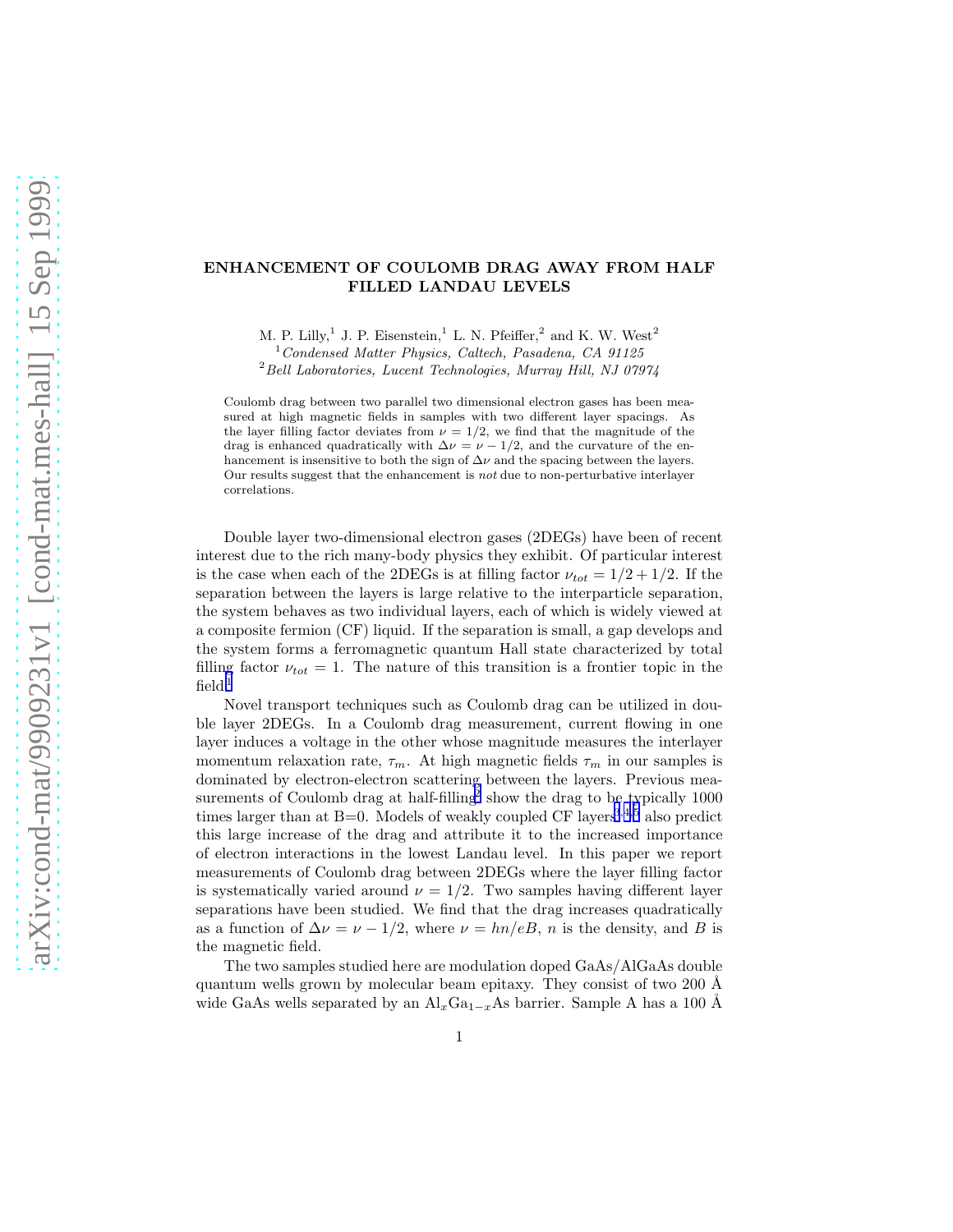# ENHANCEMENT OF COULOMB DRAG AWAY FROM HALF FILLED LANDAU LEVELS

M. P. Lilly,[1] J. P. Eisenstein,[1] L. N. Pfeiffer,[2] and K. W. West[2]

[1] *Condensed Matter Physics, Caltech, Pasadena, CA 91125*

[2] *Bell Laboratories, Lucent Technologies, Murray Hill, NJ 07974*

Coulomb drag between two parallel two dimensional electron gases has been measured at high magnetic fields in samples with two different layer spacings. As the layer filling factor deviates from $\nu = 1/2$, we find that the magnitude of the drag is enhanced quadratically with $\Delta\nu = \nu - 1/2$, and the curvature of the enhancement is insensitive to both the sign of $\Delta\nu$ and the spacing between the layers. Our results suggest that the enhancement is *not* due to non-perturbative interlayer correlations.

Double layer two-dimensional electron gases (2DEGs) have been of recent interest due to the rich many-body physics they exhibit. Of particular interest is the case when each of the 2DEGs is at filling factor $\nu_{tot} = 1/2 + 1/2$. If the separation between the layers is large relative to the interparticle separation, the system behaves as two individual layers, each of which is widely viewed at a composite fermion (CF) liquid. If the separation is small, a gap develops and the system forms a ferromagnetic quantum Hall state characterized by total filling factor $\nu_{tot} = 1$. The nature of this transition is a frontier topic in the field.[1]

Novel transport techniques such as Coulomb drag can be utilized in double layer 2DEGs. In a Coulomb drag measurement, current flowing in one layer induces a voltage in the other whose magnitude measures the interlayer momentum relaxation rate, $\tau_m$. At high magnetic fields $\tau_m$ in our samples is dominated by electron-electron scattering between the layers. Previous measurements of Coulomb drag at half-filling[2] show the drag to be typically 1000 times larger than at B=0. Models of weakly coupled CF layers[3,4,5] also predict this large increase of the drag and attribute it to the increased importance of electron interactions in the lowest Landau level. In this paper we report measurements of Coulomb drag between 2DEGs where the layer filling factor is systematically varied around $\nu = 1/2$. Two samples having different layer separations have been studied. We find that the drag increases quadratically as a function of $\Delta\nu = \nu - 1/2$, where $\nu = hn/eB$, $n$ is the density, and $B$ is the magnetic field.

The two samples studied here are modulation doped GaAs/AlGaAs double quantum wells grown by molecular beam epitaxy. They consist of two 200 Å wide GaAs wells separated by an $Al_xGa_{1-x}As$ barrier. Sample A has a 100 Å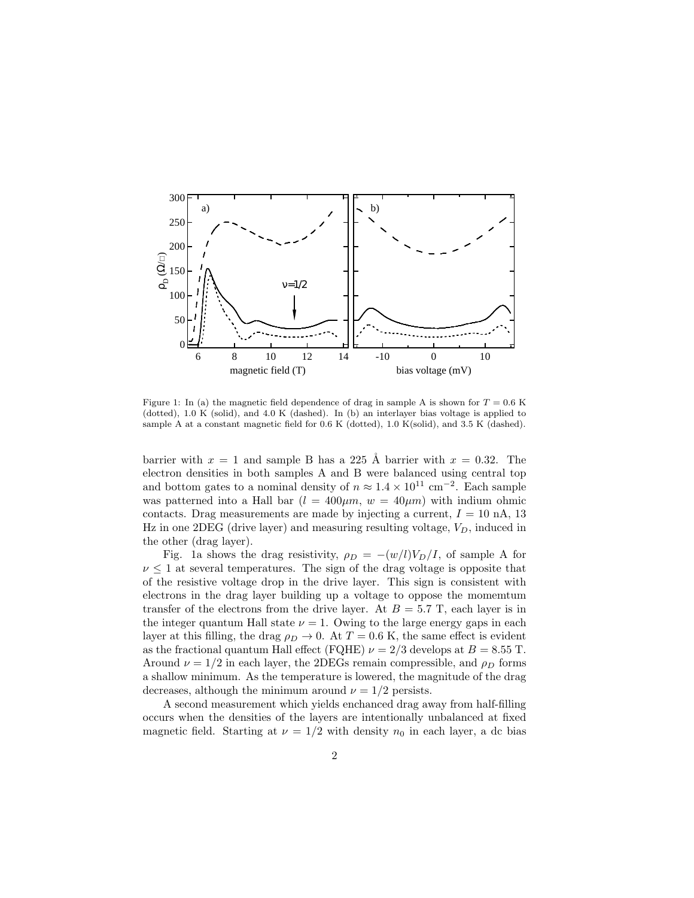Figure 1: In (a) the magnetic field dependence of drag in sample A is shown for $T = 0.6$ K (dotted), 1.0 K (solid), and 4.0 K (dashed). In (b) an interlayer bias voltage is applied to sample A at a constant magnetic field for 0.6 K (dotted), 1.0 K(solid), and 3.5 K (dashed).

barrier with $x = 1$ and sample B has a 225 Å barrier with $x = 0.32$. The electron densities in both samples A and B were balanced using central top and bottom gates to a nominal density of $n \approx 1.4 \times 10^{11}$ cm$^{-2}$. Each sample was patterned into a Hall bar ($l = 400\mu m$, $w = 40\mu m$) with indium ohmic contacts. Drag measurements are made by injecting a current, $I = 10$ nA, 13 Hz in one 2DEG (drive layer) and measuring resulting voltage, $V_D$, induced in the other (drag layer).

Fig. 1a shows the drag resistivity, $\rho_D = -(w/l)V_D/I$, of sample A for $\nu \leq 1$ at several temperatures. The sign of the drag voltage is opposite that of the resistive voltage drop in the drive layer. This sign is consistent with electrons in the drag layer building up a voltage to oppose the momemtum transfer of the electrons from the drive layer. At $B = 5.7$ T, each layer is in the integer quantum Hall state $\nu = 1$. Owing to the large energy gaps in each layer at this filling, the drag $\rho_D \rightarrow 0$. At $T = 0.6$ K, the same effect is evident as the fractional quantum Hall effect (FQHE) $\nu = 2/3$ develops at $B = 8.55$ T. Around $\nu = 1/2$ in each layer, the 2DEGs remain compressible, and $\rho_D$ forms a shallow minimum. As the temperature is lowered, the magnitude of the drag decreases, although the minimum around $\nu = 1/2$ persists.

A second measurement which yields enchanced drag away from half-filling occurs when the densities of the layers are intentionally unbalanced at fixed magnetic field. Starting at $\nu = 1/2$ with density $n_0$ in each layer, a dc bias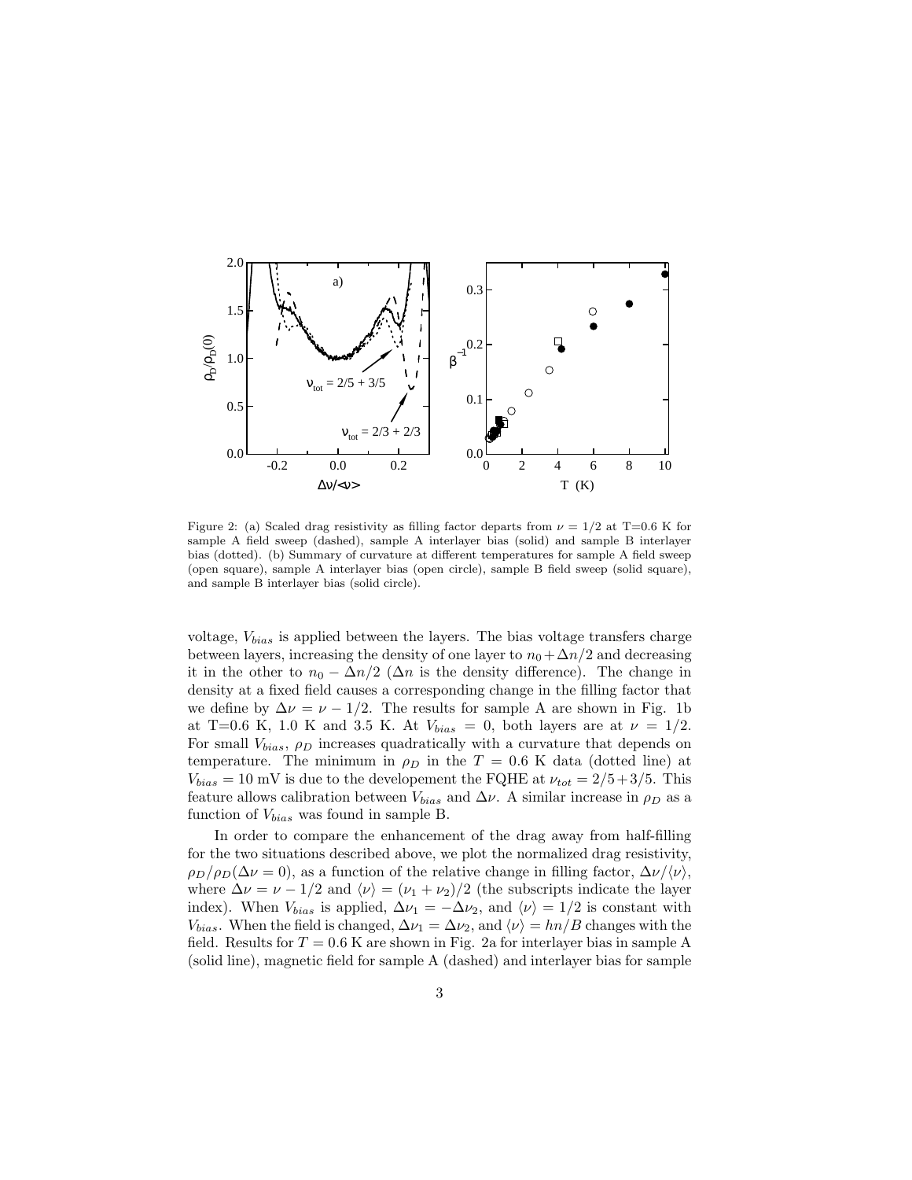Figure 2: (a) Scaled drag resistivity as filling factor departs from $\nu = 1/2$ at T=0.6 K for sample A field sweep (dashed), sample A interlayer bias (solid) and sample B interlayer bias (dotted). (b) Summary of curvature at different temperatures for sample A field sweep (open square), sample A interlayer bias (open circle), sample B field sweep (solid square), and sample B interlayer bias (solid circle).

voltage, $V_{bias}$ is applied between the layers. The bias voltage transfers charge between layers, increasing the density of one layer to $n_0 + \Delta n/2$ and decreasing it in the other to $n_0 - \Delta n/2$ ($\Delta n$ is the density difference). The change in density at a fixed field causes a corresponding change in the filling factor that we define by $\Delta\nu = \nu - 1/2$. The results for sample A are shown in Fig. 1b at T=0.6 K, 1.0 K and 3.5 K. At $V_{bias} = 0$, both layers are at $\nu = 1/2$. For small $V_{bias}$, $\rho_D$ increases quadratically with a curvature that depends on temperature. The minimum in $\rho_D$ in the $T = 0.6$ K data (dotted line) at $V_{bias} = 10$ mV is due to the developement the FQHE at $\nu_{tot} = 2/5 + 3/5$. This feature allows calibration between $V_{bias}$ and $\Delta\nu$. A similar increase in $\rho_D$ as a function of $V_{bias}$ was found in sample B.

In order to compare the enhancement of the drag away from half-filling for the two situations described above, we plot the normalized drag resistivity, $\rho_D/\rho_D(\Delta\nu = 0)$, as a function of the relative change in filling factor, $\Delta\nu/\langle\nu\rangle$, where $\Delta\nu = \nu - 1/2$ and $\langle\nu\rangle = (\nu_1 + \nu_2)/2$ (the subscripts indicate the layer index). When $V_{bias}$ is applied, $\Delta\nu_1 = -\Delta\nu_2$, and $\langle\nu\rangle = 1/2$ is constant with $V_{bias}$. When the field is changed, $\Delta\nu_1 = \Delta\nu_2$, and $\langle\nu\rangle = hn/B$ changes with the field. Results for $T = 0.6$ K are shown in Fig. 2a for interlayer bias in sample A (solid line), magnetic field for sample A (dashed) and interlayer bias for sample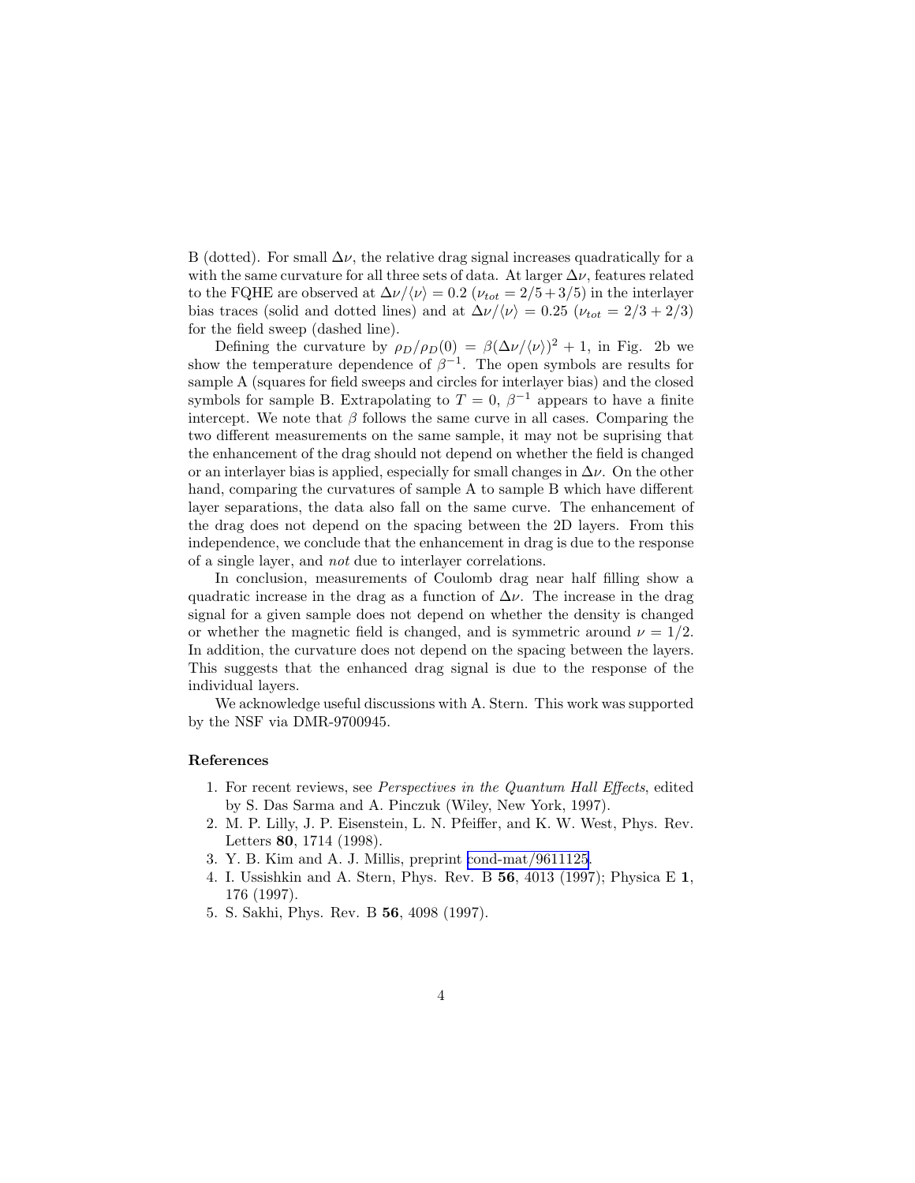B (dotted). For small $\Delta\nu$, the relative drag signal increases quadratically for a with the same curvature for all three sets of data. At larger $\Delta\nu$, features related to the FQHE are observed at $\Delta\nu/\langle\nu\rangle = 0.2$ ($\nu_{tot} = 2/5+3/5$) in the interlayer bias traces (solid and dotted lines) and at $\Delta\nu/\langle\nu\rangle = 0.25$ ($\nu_{tot} = 2/3 + 2/3$) for the field sweep (dashed line).

Defining the curvature by $\rho_D/\rho_D(0) = \beta(\Delta\nu/\langle\nu\rangle)^2 + 1$, in Fig. 2b we show the temperature dependence of $\beta^{-1}$. The open symbols are results for sample A (squares for field sweeps and circles for interlayer bias) and the closed symbols for sample B. Extrapolating to $T = 0$, $\beta^{-1}$ appears to have a finite intercept. We note that $\beta$ follows the same curve in all cases. Comparing the two different measurements on the same sample, it may not be suprising that the enhancement of the drag should not depend on whether the field is changed or an interlayer bias is applied, especially for small changes in $\Delta\nu$. On the other hand, comparing the curvatures of sample A to sample B which have different layer separations, the data also fall on the same curve. The enhancement of the drag does not depend on the spacing between the 2D layers. From this independence, we conclude that the enhancement in drag is due to the response of a single layer, and *not* due to interlayer correlations.

In conclusion, measurements of Coulomb drag near half filling show a quadratic increase in the drag as a function of $\Delta\nu$. The increase in the drag signal for a given sample does not depend on whether the density is changed or whether the magnetic field is changed, and is symmetric around $\nu = 1/2$. In addition, the curvature does not depend on the spacing between the layers. This suggests that the enhanced drag signal is due to the response of the individual layers.

We acknowledge useful discussions with A. Stern. This work was supported by the NSF via DMR-9700945.

### References

1. For recent reviews, see *Perspectives in the Quantum Hall Effects*, edited by S. Das Sarma and A. Pinczuk (Wiley, New York, 1997).
2. M. P. Lilly, J. P. Eisenstein, L. N. Pfeiffer, and K. W. West, Phys. Rev. Letters **80**, 1714 (1998).
3. Y. B. Kim and A. J. Millis, preprint cond-mat/9611125.
4. I. Ussishkin and A. Stern, Phys. Rev. B **56**, 4013 (1997); Physica E **1**, 176 (1997).
5. S. Sakhi, Phys. Rev. B **56**, 4098 (1997).